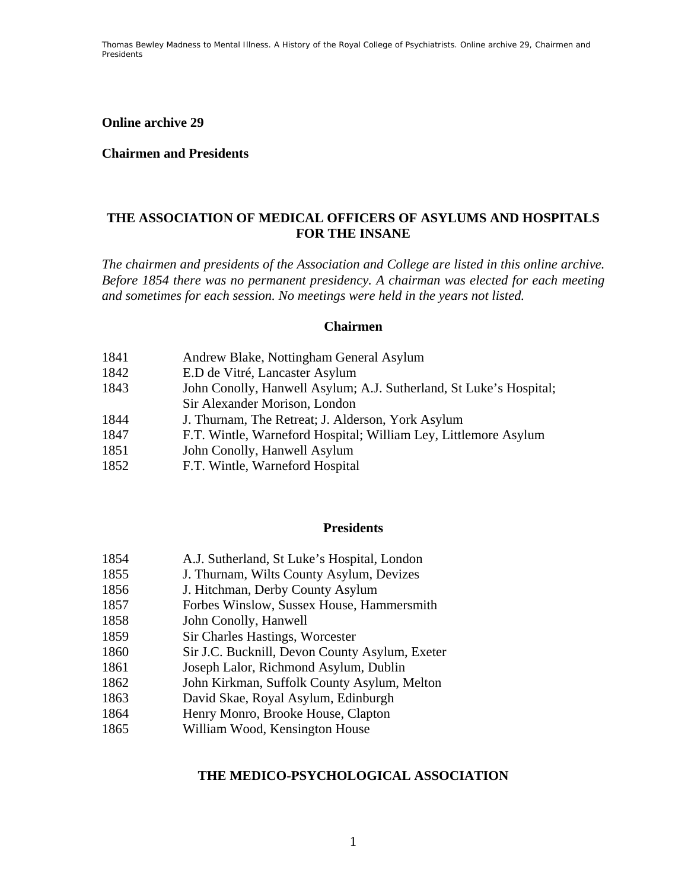## Online archive 29

## Chairmen and Presidents

### THE ASSOCIATION OF MEDICAL OFFICERS OF ASYLUMS AND HOSPITALS FOR THE INSANE

*The chairmen and presidents of the Association and College are listed in this online archive. Before 1854 there was no permanent presidency. A chairman was elected for each meeting and sometimes for each session. No meetings were held in the years not listed.*

#### Chairmen

| | |
|---|---|
| 1841 | Andrew Blake, Nottingham General Asylum |
| 1842 | E.D de Vitré, Lancaster Asylum |
| 1843 | John Conolly, Hanwell Asylum; A.J. Sutherland, St Luke's Hospital; Sir Alexander Morison, London |
| 1844 | J. Thurnam, The Retreat; J. Alderson, York Asylum |
| 1847 | F.T. Wintle, Warneford Hospital; William Ley, Littlemore Asylum |
| 1851 | John Conolly, Hanwell Asylum |
| 1852 | F.T. Wintle, Warneford Hospital |

#### Presidents

| | |
|---|---|
| 1854 | A.J. Sutherland, St Luke's Hospital, London |
| 1855 | J. Thurnam, Wilts County Asylum, Devizes |
| 1856 | J. Hitchman, Derby County Asylum |
| 1857 | Forbes Winslow, Sussex House, Hammersmith |
| 1858 | John Conolly, Hanwell |
| 1859 | Sir Charles Hastings, Worcester |
| 1860 | Sir J.C. Bucknill, Devon County Asylum, Exeter |
| 1861 | Joseph Lalor, Richmond Asylum, Dublin |
| 1862 | John Kirkman, Suffolk County Asylum, Melton |
| 1863 | David Skae, Royal Asylum, Edinburgh |
| 1864 | Henry Monro, Brooke House, Clapton |
| 1865 | William Wood, Kensington House |

### THE MEDICO-PSYCHOLOGICAL ASSOCIATION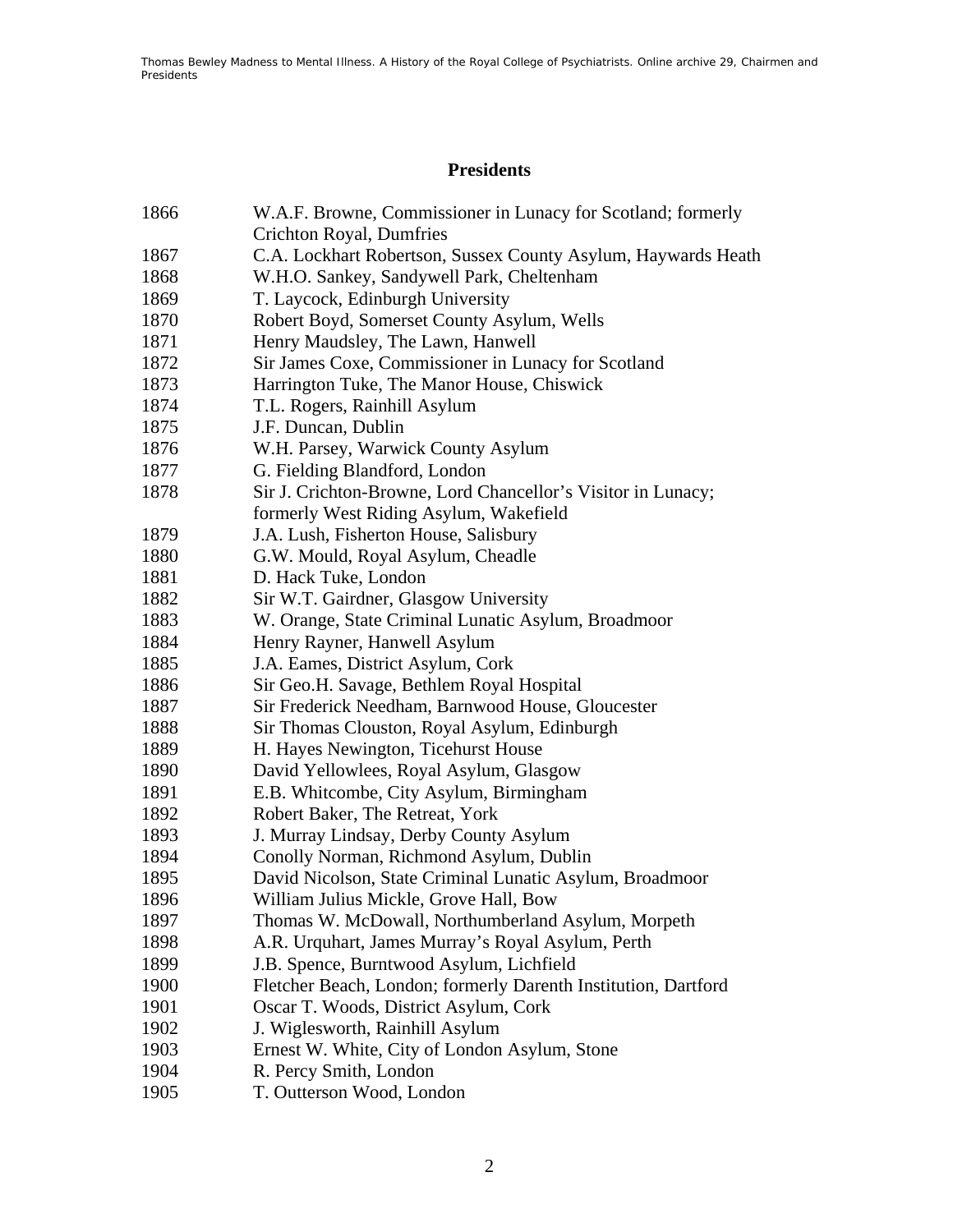## Presidents

| | |
|---|---|
| 1866 | W.A.F. Browne, Commissioner in Lunacy for Scotland; formerly Crichton Royal, Dumfries |
| 1867 | C.A. Lockhart Robertson, Sussex County Asylum, Haywards Heath |
| 1868 | W.H.O. Sankey, Sandywell Park, Cheltenham |
| 1869 | T. Laycock, Edinburgh University |
| 1870 | Robert Boyd, Somerset County Asylum, Wells |
| 1871 | Henry Maudsley, The Lawn, Hanwell |
| 1872 | Sir James Coxe, Commissioner in Lunacy for Scotland |
| 1873 | Harrington Tuke, The Manor House, Chiswick |
| 1874 | T.L. Rogers, Rainhill Asylum |
| 1875 | J.F. Duncan, Dublin |
| 1876 | W.H. Parsey, Warwick County Asylum |
| 1877 | G. Fielding Blandford, London |
| 1878 | Sir J. Crichton-Browne, Lord Chancellor's Visitor in Lunacy; formerly West Riding Asylum, Wakefield |
| 1879 | J.A. Lush, Fisherton House, Salisbury |
| 1880 | G.W. Mould, Royal Asylum, Cheadle |
| 1881 | D. Hack Tuke, London |
| 1882 | Sir W.T. Gairdner, Glasgow University |
| 1883 | W. Orange, State Criminal Lunatic Asylum, Broadmoor |
| 1884 | Henry Rayner, Hanwell Asylum |
| 1885 | J.A. Eames, District Asylum, Cork |
| 1886 | Sir Geo.H. Savage, Bethlem Royal Hospital |
| 1887 | Sir Frederick Needham, Barnwood House, Gloucester |
| 1888 | Sir Thomas Clouston, Royal Asylum, Edinburgh |
| 1889 | H. Hayes Newington, Ticehurst House |
| 1890 | David Yellowlees, Royal Asylum, Glasgow |
| 1891 | E.B. Whitcombe, City Asylum, Birmingham |
| 1892 | Robert Baker, The Retreat, York |
| 1893 | J. Murray Lindsay, Derby County Asylum |
| 1894 | Conolly Norman, Richmond Asylum, Dublin |
| 1895 | David Nicolson, State Criminal Lunatic Asylum, Broadmoor |
| 1896 | William Julius Mickle, Grove Hall, Bow |
| 1897 | Thomas W. McDowall, Northumberland Asylum, Morpeth |
| 1898 | A.R. Urquhart, James Murray's Royal Asylum, Perth |
| 1899 | J.B. Spence, Burntwood Asylum, Lichfield |
| 1900 | Fletcher Beach, London; formerly Darenth Institution, Dartford |
| 1901 | Oscar T. Woods, District Asylum, Cork |
| 1902 | J. Wiglesworth, Rainhill Asylum |
| 1903 | Ernest W. White, City of London Asylum, Stone |
| 1904 | R. Percy Smith, London |
| 1905 | T. Outterson Wood, London |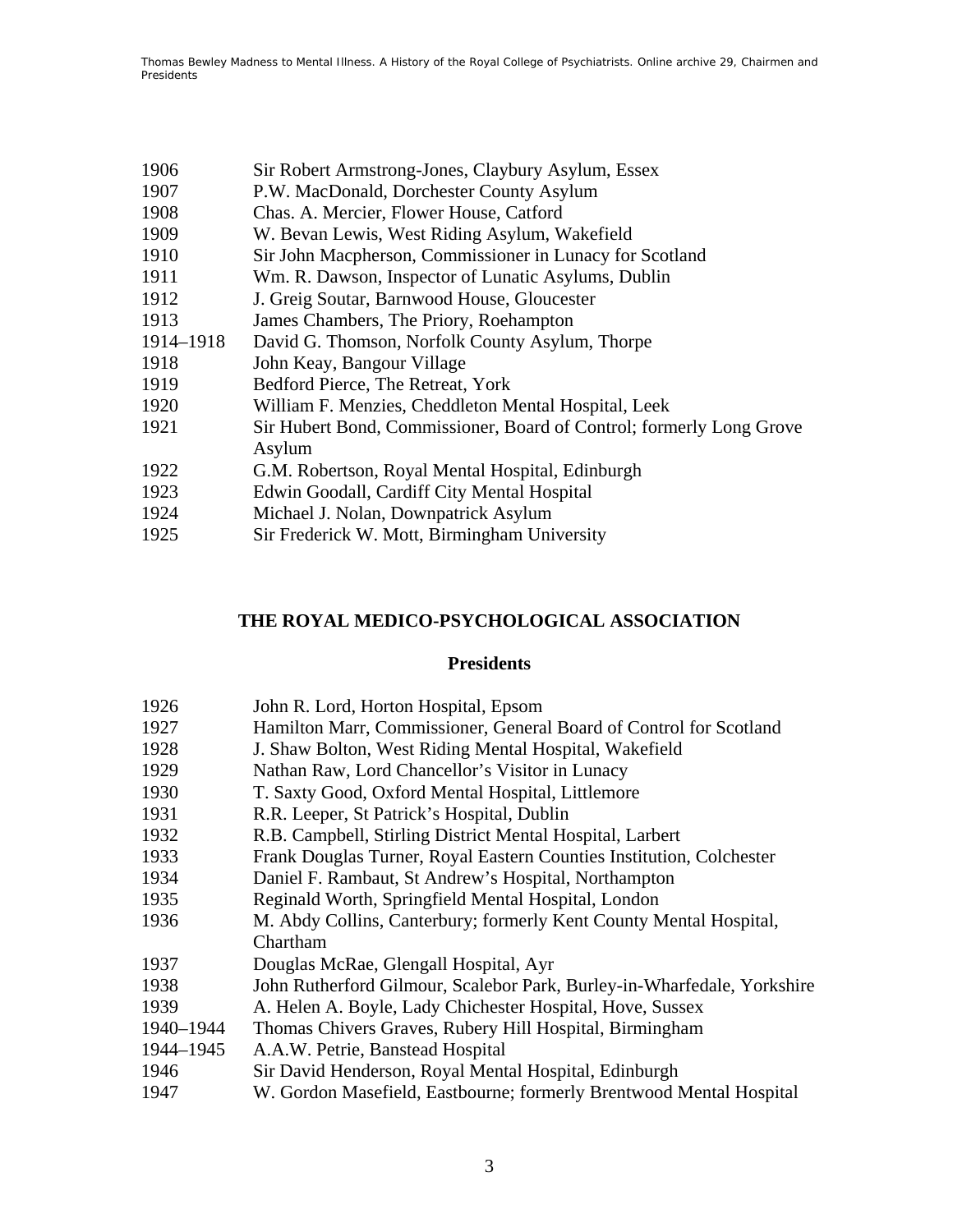1906 Sir Robert Armstrong-Jones, Claybury Asylum, Essex
1907 P.W. MacDonald, Dorchester County Asylum
1908 Chas. A. Mercier, Flower House, Catford
1909 W. Bevan Lewis, West Riding Asylum, Wakefield
1910 Sir John Macpherson, Commissioner in Lunacy for Scotland
1911 Wm. R. Dawson, Inspector of Lunatic Asylums, Dublin
1912 J. Greig Soutar, Barnwood House, Gloucester
1913 James Chambers, The Priory, Roehampton
1914–1918 David G. Thomson, Norfolk County Asylum, Thorpe
1918 John Keay, Bangour Village
1919 Bedford Pierce, The Retreat, York
1920 William F. Menzies, Cheddleton Mental Hospital, Leek
1921 Sir Hubert Bond, Commissioner, Board of Control; formerly Long Grove Asylum
1922 G.M. Robertson, Royal Mental Hospital, Edinburgh
1923 Edwin Goodall, Cardiff City Mental Hospital
1924 Michael J. Nolan, Downpatrick Asylum
1925 Sir Frederick W. Mott, Birmingham University

## THE ROYAL MEDICO-PSYCHOLOGICAL ASSOCIATION

### Presidents

1926 John R. Lord, Horton Hospital, Epsom
1927 Hamilton Marr, Commissioner, General Board of Control for Scotland
1928 J. Shaw Bolton, West Riding Mental Hospital, Wakefield
1929 Nathan Raw, Lord Chancellor's Visitor in Lunacy
1930 T. Saxty Good, Oxford Mental Hospital, Littlemore
1931 R.R. Leeper, St Patrick's Hospital, Dublin
1932 R.B. Campbell, Stirling District Mental Hospital, Larbert
1933 Frank Douglas Turner, Royal Eastern Counties Institution, Colchester
1934 Daniel F. Rambaut, St Andrew's Hospital, Northampton
1935 Reginald Worth, Springfield Mental Hospital, London
1936 M. Abdy Collins, Canterbury; formerly Kent County Mental Hospital, Chartham
1937 Douglas McRae, Glengall Hospital, Ayr
1938 John Rutherford Gilmour, Scalebor Park, Burley-in-Wharfedale, Yorkshire
1939 A. Helen A. Boyle, Lady Chichester Hospital, Hove, Sussex
1940–1944 Thomas Chivers Graves, Rubery Hill Hospital, Birmingham
1944–1945 A.A.W. Petrie, Banstead Hospital
1946 Sir David Henderson, Royal Mental Hospital, Edinburgh
1947 W. Gordon Masefield, Eastbourne; formerly Brentwood Mental Hospital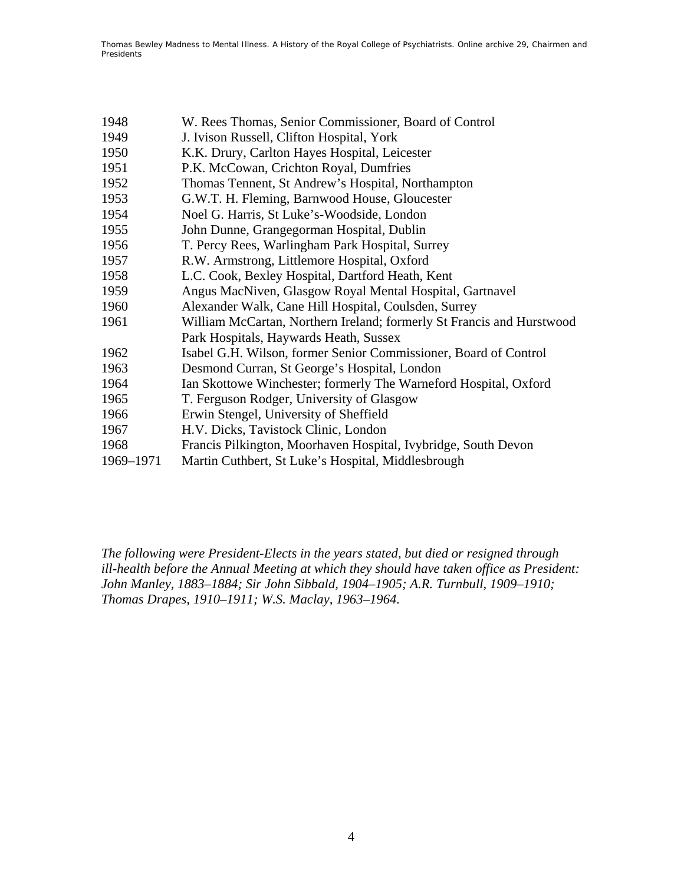| | |
|---|---|
| 1948 | W. Rees Thomas, Senior Commissioner, Board of Control |
| 1949 | J. Ivison Russell, Clifton Hospital, York |
| 1950 | K.K. Drury, Carlton Hayes Hospital, Leicester |
| 1951 | P.K. McCowan, Crichton Royal, Dumfries |
| 1952 | Thomas Tennent, St Andrew's Hospital, Northampton |
| 1953 | G.W.T. H. Fleming, Barnwood House, Gloucester |
| 1954 | Noel G. Harris, St Luke's-Woodside, London |
| 1955 | John Dunne, Grangegorman Hospital, Dublin |
| 1956 | T. Percy Rees, Warlingham Park Hospital, Surrey |
| 1957 | R.W. Armstrong, Littlemore Hospital, Oxford |
| 1958 | L.C. Cook, Bexley Hospital, Dartford Heath, Kent |
| 1959 | Angus MacNiven, Glasgow Royal Mental Hospital, Gartnavel |
| 1960 | Alexander Walk, Cane Hill Hospital, Coulsden, Surrey |
| 1961 | William McCartan, Northern Ireland; formerly St Francis and Hurstwood Park Hospitals, Haywards Heath, Sussex |
| 1962 | Isabel G.H. Wilson, former Senior Commissioner, Board of Control |
| 1963 | Desmond Curran, St George's Hospital, London |
| 1964 | Ian Skottowe Winchester; formerly The Warneford Hospital, Oxford |
| 1965 | T. Ferguson Rodger, University of Glasgow |
| 1966 | Erwin Stengel, University of Sheffield |
| 1967 | H.V. Dicks, Tavistock Clinic, London |
| 1968 | Francis Pilkington, Moorhaven Hospital, Ivybridge, South Devon |
| 1969–1971 | Martin Cuthbert, St Luke's Hospital, Middlesbrough |

*The following were President-Elects in the years stated, but died or resigned through ill-health before the Annual Meeting at which they should have taken office as President: John Manley, 1883–1884; Sir John Sibbald, 1904–1905; A.R. Turnbull, 1909–1910; Thomas Drapes, 1910–1911; W.S. Maclay, 1963–1964.*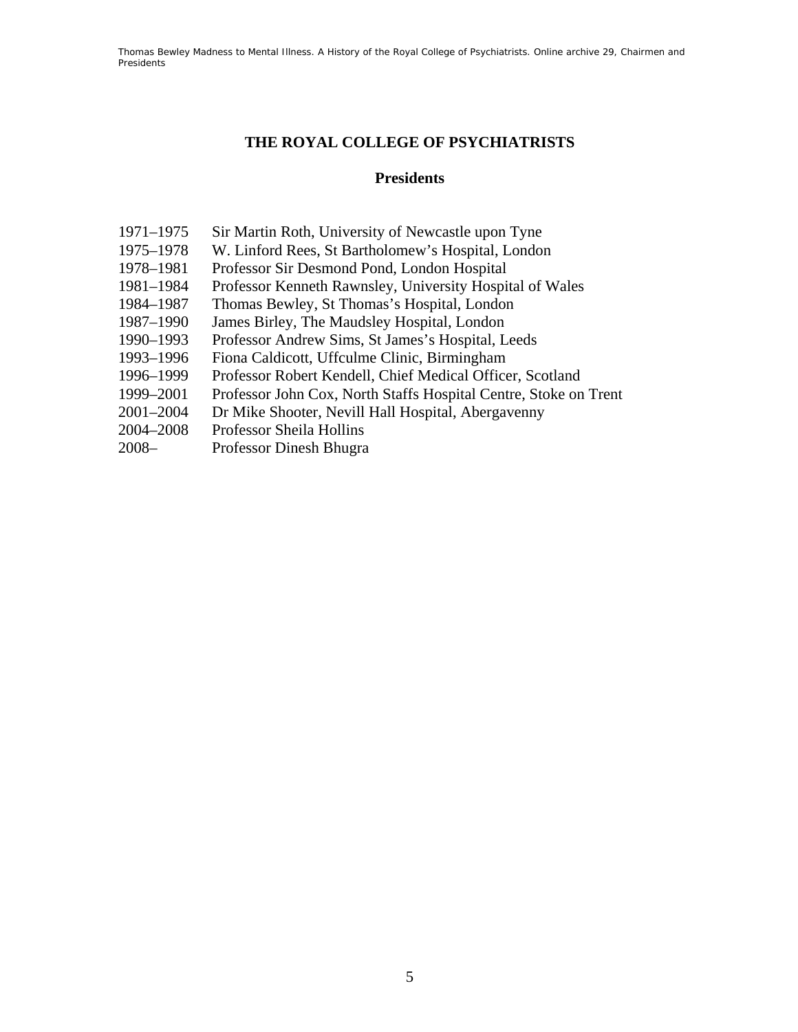## THE ROYAL COLLEGE OF PSYCHIATRISTS

### Presidents

| | |
|---|---|
| 1971–1975 | Sir Martin Roth, University of Newcastle upon Tyne |
| 1975–1978 | W. Linford Rees, St Bartholomew's Hospital, London |
| 1978–1981 | Professor Sir Desmond Pond, London Hospital |
| 1981–1984 | Professor Kenneth Rawnsley, University Hospital of Wales |
| 1984–1987 | Thomas Bewley, St Thomas's Hospital, London |
| 1987–1990 | James Birley, The Maudsley Hospital, London |
| 1990–1993 | Professor Andrew Sims, St James's Hospital, Leeds |
| 1993–1996 | Fiona Caldicott, Uffculme Clinic, Birmingham |
| 1996–1999 | Professor Robert Kendell, Chief Medical Officer, Scotland |
| 1999–2001 | Professor John Cox, North Staffs Hospital Centre, Stoke on Trent |
| 2001–2004 | Dr Mike Shooter, Nevill Hall Hospital, Abergavenny |
| 2004–2008 | Professor Sheila Hollins |
| 2008– | Professor Dinesh Bhugra |